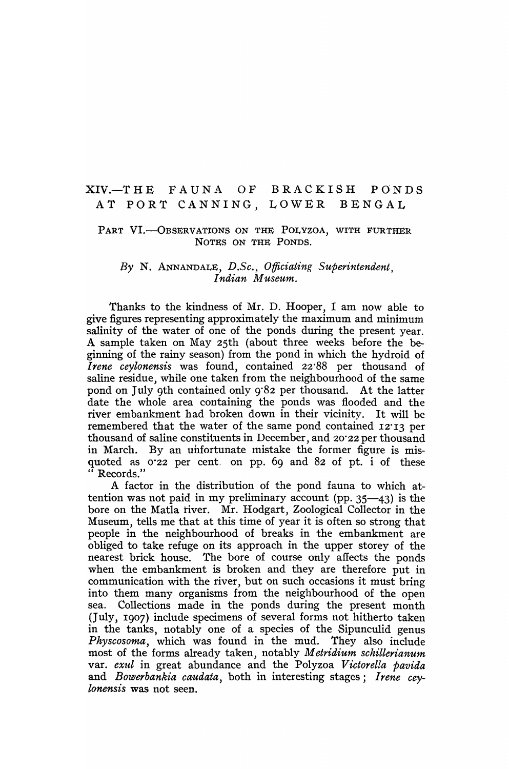# XIV.—THE FAUNA OF BRACKISH PONDS AT PORT CANNING, LOWER BENGAL

## PART VI.—OBSERVATIONS ON THE POLYZOA, WITH FURTHER NOTES ON THE PONDS.

*By* N. ANNANDALE, *D.Sc., Officiating Superintendent, Indian Museum.*

Thanks to the kindness of Mr. D. Hooper, I am now able to give figures representing approximately the maximum and minimum salinity of the water of one of the ponds during the present year. A sample taken on May 25th (about three weeks before the beginning of the rainy season) from the pond in which the hydroid of *Irene ceylonensis* was found, contained 22·88 per thousand of saline residue, while one taken from the neighbourhood of the same pond on July 9th contained only 9·82 per thousand. At the latter date the whole area containing the ponds was flooded and the river embankment had broken down in their vicinity. It will be remembered that the water of the same pond contained 12·13 per thousand of saline constituents in December, and 20·22 per thousand in March. By an unfortunate mistake the former figure is misquoted as 0·22 per cent. on pp. 69 and 82 of pt. i of these "Records."

A factor in the distribution of the pond fauna to which attention was not paid in my preliminary account (pp. 35—43) is the bore on the Matla river. Mr. Hodgart, Zoological Collector in the Museum, tells me that at this time of year it is often so strong that people in the neighbourhood of breaks in the embankment are obliged to take refuge on its approach in the upper storey of the nearest brick house. The bore of course only affects the ponds when the embankment is broken and they are therefore put in communication with the river, but on such occasions it must bring into them many organisms from the neighbourhood of the open sea. Collections made in the ponds during the present month (July, 1907) include specimens of several forms not hitherto taken in the tanks, notably one of a species of the Sipunculid genus *Physcosoma*, which was found in the mud. They also include most of the forms already taken, notably *Metridium schillerianum* var. *exul* in great abundance and the Polyzoa *Victorella pavida* and *Bowerbankia caudata*, both in interesting stages; *Irene ceylonensis* was not seen.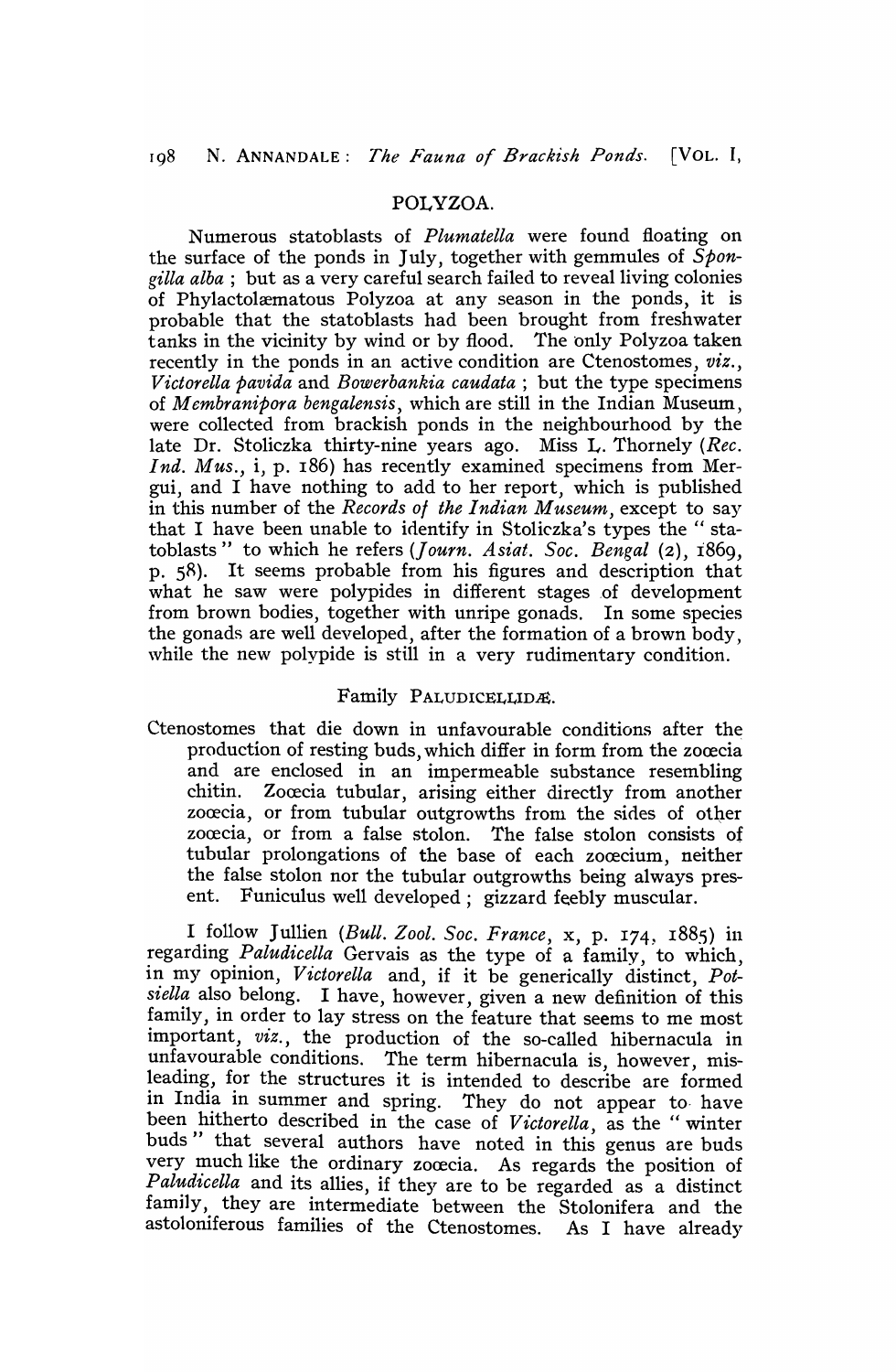## POLYZOA.

Numerous statoblasts of *Plumatella* were found floating on the surface of the ponds in July, together with gemmules of *Spongilla alba*; but as a very careful search failed to reveal living colonies of Phylactolæmatous Polyzoa at any season in the ponds, it is probable that the statoblasts had been brought from freshwater tanks in the vicinity by wind or by flood. The only Polyzoa taken recently in the ponds in an active condition are Ctenostomes, *viz.*, *Victorella pavida* and *Bowerbankia caudata*; but the type specimens of *Membranipora bengalensis*, which are still in the Indian Museum, were collected from brackish ponds in the neighbourhood by the late Dr. Stoliczka thirty-nine years ago. Miss L. Thornely (*Rec. Ind. Mus.*, i, p. 186) has recently examined specimens from Mergui, and I have nothing to add to her report, which is published in this number of the *Records of the Indian Museum*, except to say that I have been unable to identify in Stoliczka's types the "statoblasts" to which he refers (*Journ. Asiat. Soc. Bengal* (2), 1869, p. 58). It seems probable from his figures and description that what he saw were polypides in different stages of development from brown bodies, together with unripe gonads. In some species the gonads are well developed, after the formation of a brown body, while the new polypide is still in a very rudimentary condition.

### Family PALUDICELLIDÆ.

Ctenostomes that die down in unfavourable conditions after the production of resting buds, which differ in form from the zoœcia and are enclosed in an impermeable substance resembling chitin. Zoœcia tubular, arising either directly from another zoœcia, or from tubular outgrowths from the sides of other zoœcia, or from a false stolon. The false stolon consists of tubular prolongations of the base of each zoœcium, neither the false stolon nor the tubular outgrowths being always present. Funiculus well developed; gizzard feebly muscular.

I follow Jullien (*Bull. Zool. Soc. France*, x, p. 174, 1885) in regarding *Paludicella* Gervais as the type of a family, to which, in my opinion, *Victorella* and, if it be generically distinct, *Potsiella* also belong. I have, however, given a new definition of this family, in order to lay stress on the feature that seems to me most important, *viz.*, the production of the so-called hibernacula in unfavourable conditions. The term hibernacula is, however, misleading, for the structures it is intended to describe are formed in India in summer and spring. They do not appear to have been hitherto described in the case of *Victorella*, as the "winter buds" that several authors have noted in this genus are buds very much like the ordinary zoœcia. As regards the position of *Paludicella* and its allies, if they are to be regarded as a distinct family, they are intermediate between the Stolonifera and the astoloniferous families of the Ctenostomes. As I have already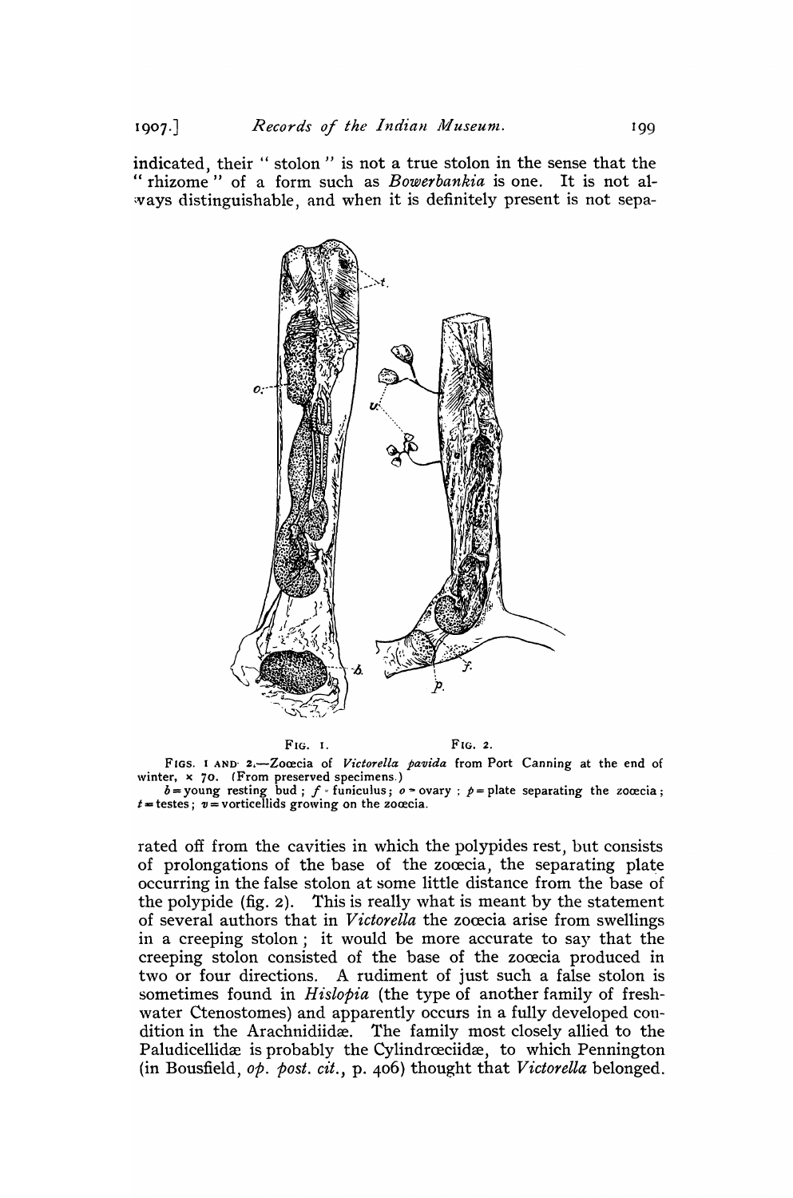indicated, their "stolon" is not a true stolon in the sense that the "rhizome" of a form such as *Bowerbankia* is one. It is not always distinguishable, and when it is definitely present is not sepa-

FIG. 1. FIG. 2.

FIGS. 1 AND 2.—Zoœcia of *Victorella pavida* from Port Canning at the end of winter, × 70. (From preserved specimens.)

*b* = young resting bud; *f* = funiculus; *o* = ovary; *p* = plate separating the zoœcia; *t* = testes; *v* = vorticellids growing on the zoœcia.

rated off from the cavities in which the polypides rest, but consists of prolongations of the base of the zoœcia, the separating plate occurring in the false stolon at some little distance from the base of the polypide (fig. 2). This is really what is meant by the statement of several authors that in *Victorella* the zoœcia arise from swellings in a creeping stolon; it would be more accurate to say that the creeping stolon consisted of the base of the zoœcia produced in two or four directions. A rudiment of just such a false stolon is sometimes found in *Hislopia* (the type of another family of freshwater Ctenostomes) and apparently occurs in a fully developed condition in the Arachnidiidæ. The family most closely allied to the Paludicellidæ is probably the Cylindrœciidæ, to which Pennington (in Bousfield, *op. post. cit.*, p. 406) thought that *Victorella* belonged.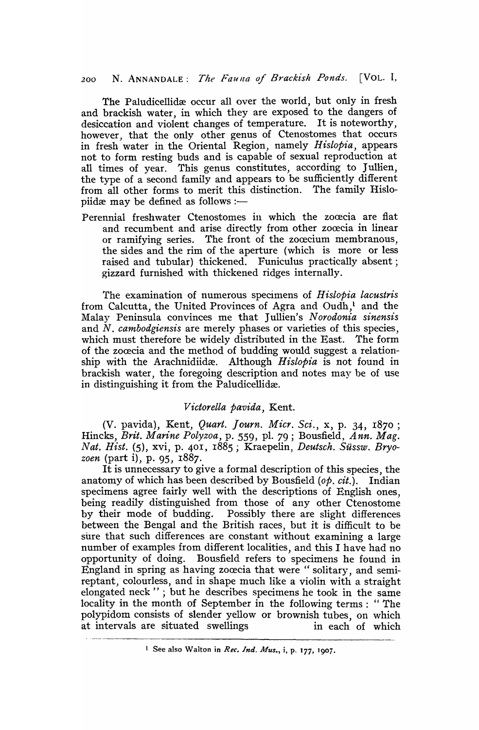The Paludicellidæ occur all over the world, but only in fresh and brackish water, in which they are exposed to the dangers of desiccation and violent changes of temperature. It is noteworthy, however, that the only other genus of Ctenostomes that occurs in fresh water in the Oriental Region, namely *Hislopia*, appears not to form resting buds and is capable of sexual reproduction at all times of year. This genus constitutes, according to Jullien, the type of a second family and appears to be sufficiently different from all other forms to merit this distinction. The family Hislopiidæ may be defined as follows :—

Perennial freshwater Ctenostomes in which the zoœcia are flat and recumbent and arise directly from other zoœcia in linear or ramifying series. The front of the zoœcium membranous, the sides and the rim of the aperture (which is more or less raised and tubular) thickened. Funiculus practically absent; gizzard furnished with thickened ridges internally.

The examination of numerous specimens of *Hislopia lacustris* from Calcutta, the United Provinces of Agra and Oudh,[1] and the Malay Peninsula convinces me that Jullien's *Norodonia sinensis* and *N. cambodgiensis* are merely phases or varieties of this species, which must therefore be widely distributed in the East. The form of the zoœcia and the method of budding would suggest a relationship with the Arachnidiidæ. Although *Hislopia* is not found in brackish water, the foregoing description and notes may be of use in distinguishing it from the Paludicellidæ.

### *Victorella pavida*, Kent.

(V. pavida), Kent, *Quart. Journ. Micr. Sci.*, x, p. 34, 1870 ; Hincks, *Brit. Marine Polyzoa*, p. 559, pl. 79 ; Bousfield, *Ann. Mag. Nat. Hist.* (5), xvi, p. 401, 1885 ; Kraepelin, *Deutsch. Süssw. Bryozoen* (part i), p. 95, 1887.

It is unnecessary to give a formal description of this species, the anatomy of which has been described by Bousfield (*op. cit.*). Indian specimens agree fairly well with the descriptions of English ones, being readily distinguished from those of any other Ctenostome by their mode of budding. Possibly there are slight differences between the Bengal and the British races, but it is difficult to be sure that such differences are constant without examining a large number of examples from different localities, and this I have had no opportunity of doing. Bousfield refers to specimens he found in England in spring as having zoœcia that were " solitary, and semi-reptant, colourless, and in shape much like a violin with a straight elongated neck " ; but he describes specimens he took in the same locality in the month of September in the following terms : " The polypidom consists of slender yellow or brownish tubes, on which at intervals are situated swellings in each of which

[1] See also Walton in *Rec. Ind. Mus.*, i, p. 177, 1907.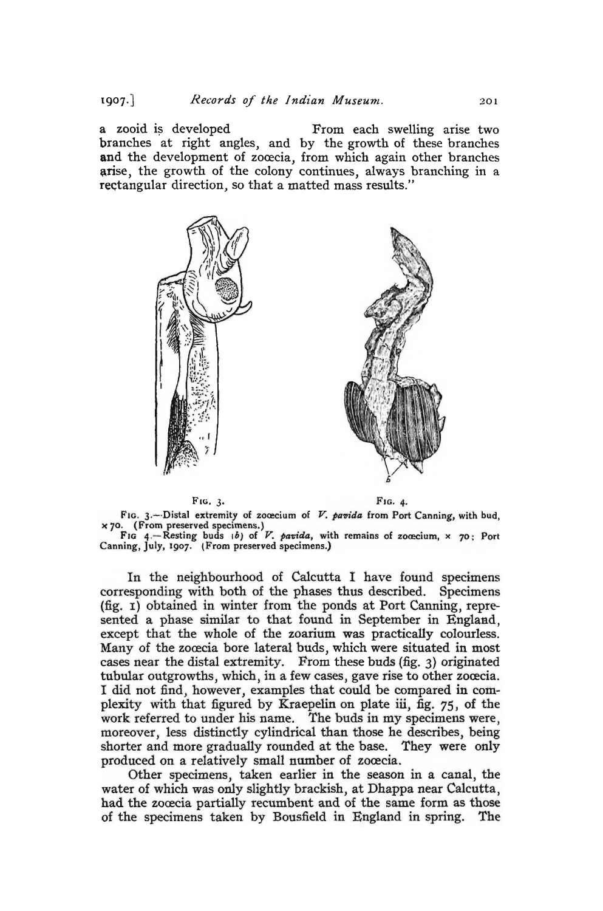a zoid is developed From each swelling arise two branches at right angles, and by the growth of these branches and the development of zoœcia, from which again other branches arise, the growth of the colony continues, always branching in a rectangular direction, so that a matted mass results."

FIG. 3. FIG. 4.

FIG. 3.—Distal extremity of zoœcium of *V. pavida* from Port Canning, with bud, × 70. (From preserved specimens.)

FIG 4.—Resting buds (*b*) of *V. pavida*, with remains of zoœcium, × 70; Port Canning, July, 1907. (From preserved specimens.)

In the neighbourhood of Calcutta I have found specimens corresponding with both of the phases thus described. Specimens (fig. 1) obtained in winter from the ponds at Port Canning, represented a phase similar to that found in September in England, except that the whole of the zoarium was practically colourless. Many of the zoœcia bore lateral buds, which were situated in most cases near the distal extremity. From these buds (fig. 3) originated tubular outgrowths, which, in a few cases, gave rise to other zoœcia. I did not find, however, examples that could be compared in complexity with that figured by Kraepelin on plate iii, fig. 75, of the work referred to under his name. The buds in my specimens were, moreover, less distinctly cylindrical than those he describes, being shorter and more gradually rounded at the base. They were only produced on a relatively small number of zoœcia.

Other specimens, taken earlier in the season in a canal, the water of which was only slightly brackish, at Dhappa near Calcutta, had the zoœcia partially recumbent and of the same form as those of the specimens taken by Bousfield in England in spring. The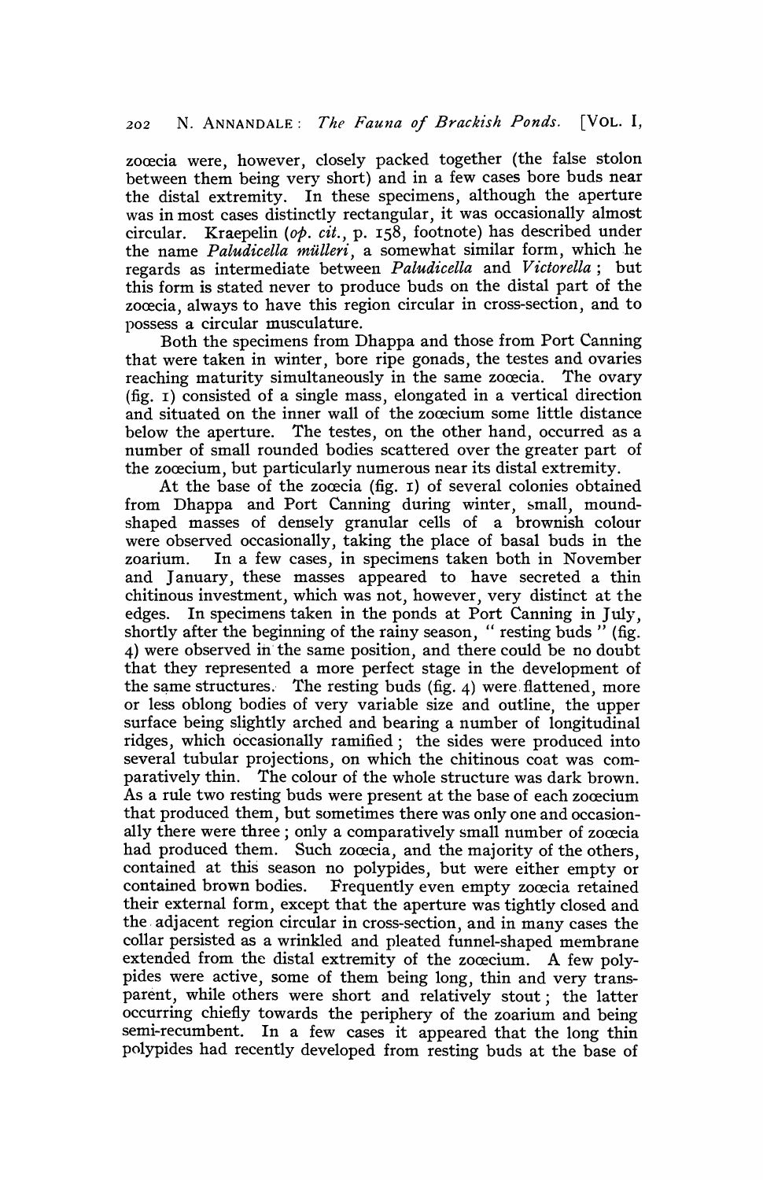zoœcia were, however, closely packed together (the false stolon between them being very short) and in a few cases bore buds near the distal extremity. In these specimens, although the aperture was in most cases distinctly rectangular, it was occasionally almost circular. Kraepelin (*op. cit.*, p. 158, footnote) has described under the name *Paludicella mülleri*, a somewhat similar form, which he regards as intermediate between *Paludicella* and *Victorella*; but this form is stated never to produce buds on the distal part of the zoœcia, always to have this region circular in cross-section, and to possess a circular musculature.

Both the specimens from Dhappa and those from Port Canning that were taken in winter, bore ripe gonads, the testes and ovaries reaching maturity simultaneously in the same zoœcia. The ovary (fig. 1) consisted of a single mass, elongated in a vertical direction and situated on the inner wall of the zoœcium some little distance below the aperture. The testes, on the other hand, occurred as a number of small rounded bodies scattered over the greater part of the zoœcium, but particularly numerous near its distal extremity.

At the base of the zoœcia (fig. 1) of several colonies obtained from Dhappa and Port Canning during winter, small, mound-shaped masses of densely granular cells of a brownish colour were observed occasionally, taking the place of basal buds in the zoarium. In a few cases, in specimens taken both in November and January, these masses appeared to have secreted a thin chitinous investment, which was not, however, very distinct at the edges. In specimens taken in the ponds at Port Canning in July, shortly after the beginning of the rainy season, "resting buds" (fig. 4) were observed in the same position, and there could be no doubt that they represented a more perfect stage in the development of the same structures. The resting buds (fig. 4) were flattened, more or less oblong bodies of very variable size and outline, the upper surface being slightly arched and bearing a number of longitudinal ridges, which occasionally ramified; the sides were produced into several tubular projections, on which the chitinous coat was comparatively thin. The colour of the whole structure was dark brown. As a rule two resting buds were present at the base of each zoœcium that produced them, but sometimes there was only one and occasionally there were three; only a comparatively small number of zoœcia had produced them. Such zoœcia, and the majority of the others, contained at this season no polypides, but were either empty or contained brown bodies. Frequently even empty zoœcia retained their external form, except that the aperture was tightly closed and the adjacent region circular in cross-section, and in many cases the collar persisted as a wrinkled and pleated funnel-shaped membrane extended from the distal extremity of the zoœcium. A few polypides were active, some of them being long, thin and very transparent, while others were short and relatively stout; the latter occurring chiefly towards the periphery of the zoarium and being semi-recumbent. In a few cases it appeared that the long thin polypides had recently developed from resting buds at the base of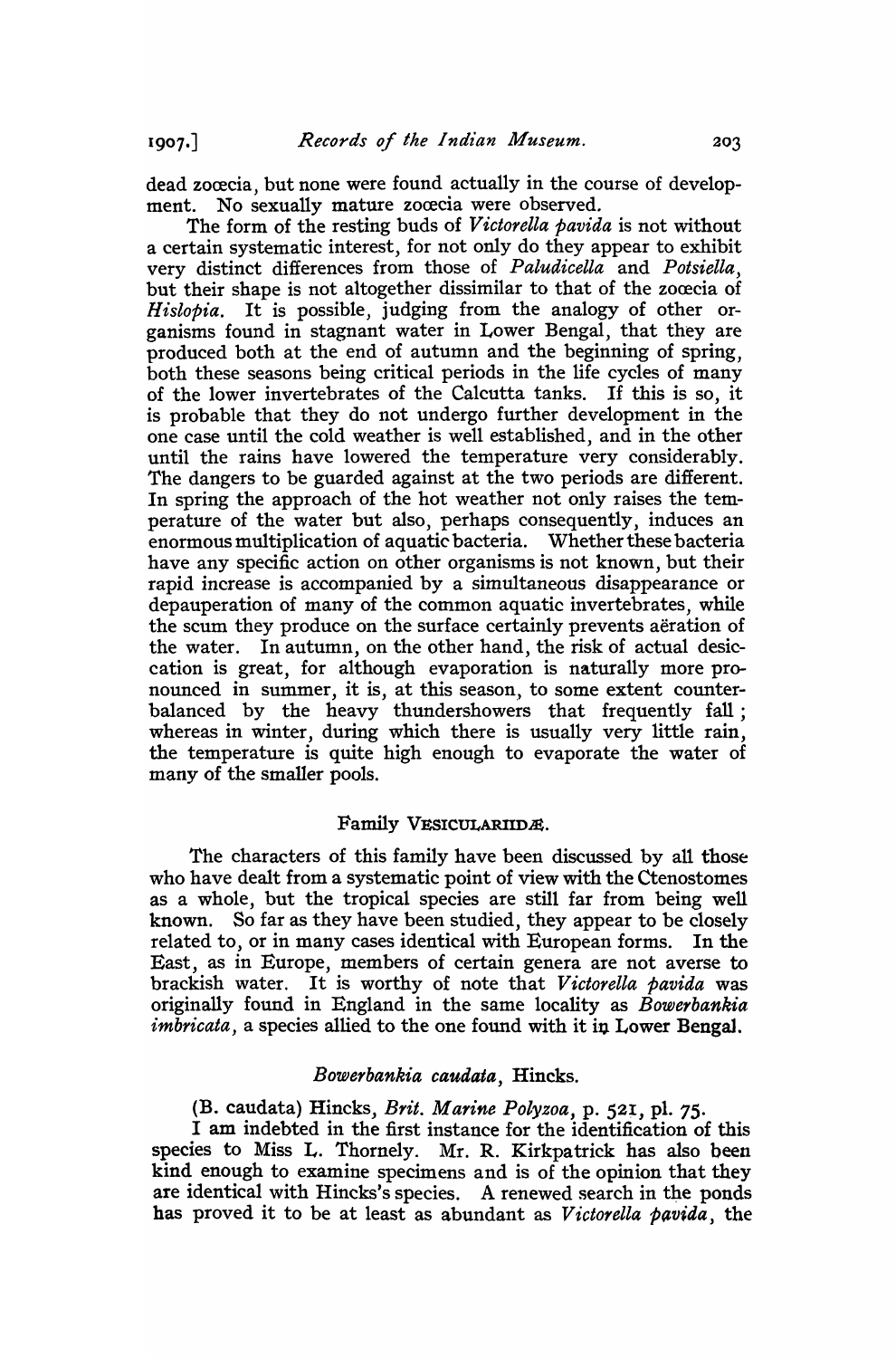dead zoœcia, but none were found actually in the course of development. No sexually mature zoœcia were observed.

The form of the resting buds of *Victorella pavida* is not without a certain systematic interest, for not only do they appear to exhibit very distinct differences from those of *Paludicella* and *Potsiella*, but their shape is not altogether dissimilar to that of the zoœcia of *Hislopia*. It is possible, judging from the analogy of other organisms found in stagnant water in Lower Bengal, that they are produced both at the end of autumn and the beginning of spring, both these seasons being critical periods in the life cycles of many of the lower invertebrates of the Calcutta tanks. If this is so, it is probable that they do not undergo further development in the one case until the cold weather is well established, and in the other until the rains have lowered the temperature very considerably. The dangers to be guarded against at the two periods are different. In spring the approach of the hot weather not only raises the temperature of the water but also, perhaps consequently, induces an enormous multiplication of aquatic bacteria. Whether these bacteria have any specific action on other organisms is not known, but their rapid increase is accompanied by a simultaneous disappearance or depauperation of many of the common aquatic invertebrates, while the scum they produce on the surface certainly prevents aëration of the water. In autumn, on the other hand, the risk of actual desiccation is great, for although evaporation is naturally more pronounced in summer, it is, at this season, to some extent counterbalanced by the heavy thundershowers that frequently fall; whereas in winter, during which there is usually very little rain, the temperature is quite high enough to evaporate the water of many of the smaller pools.

## Family VESICULARIIDÆ.

The characters of this family have been discussed by all those who have dealt from a systematic point of view with the Ctenostomes as a whole, but the tropical species are still far from being well known. So far as they have been studied, they appear to be closely related to, or in many cases identical with European forms. In the East, as in Europe, members of certain genera are not averse to brackish water. It is worthy of note that *Victorella pavida* was originally found in England in the same locality as *Bowerbankia imbricata*, a species allied to the one found with it in Lower Bengal.

### *Bowerbankia caudata*, Hincks.

(B. caudata) Hincks, *Brit. Marine Polyzoa*, p. 521, pl. 75.

I am indebted in the first instance for the identification of this species to Miss L. Thornely. Mr. R. Kirkpatrick has also been kind enough to examine specimens and is of the opinion that they are identical with Hincks's species. A renewed search in the ponds has proved it to be at least as abundant as *Victorella pavida*, the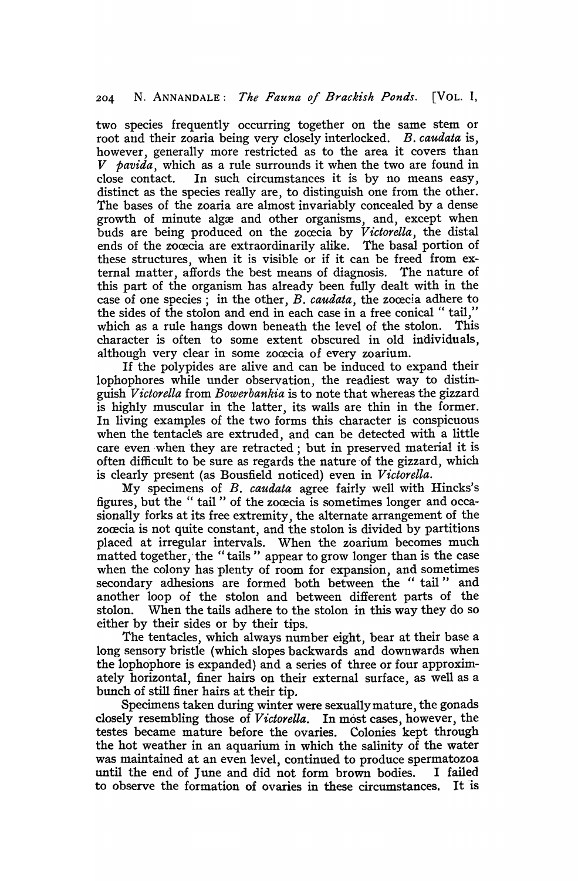two species frequently occurring together on the same stem or root and their zoaria being very closely interlocked. *B. caudata* is, however, generally more restricted as to the area it covers than *V pavida*, which as a rule surrounds it when the two are found in close contact. In such circumstances it is by no means easy, distinct as the species really are, to distinguish one from the other. The bases of the zoaria are almost invariably concealed by a dense growth of minute algæ and other organisms, and, except when buds are being produced on the zoœcia by *Victorella*, the distal ends of the zoœcia are extraordinarily alike. The basal portion of these structures, when it is visible or if it can be freed from external matter, affords the best means of diagnosis. The nature of this part of the organism has already been fully dealt with in the case of one species; in the other, *B. caudata*, the zoœcia adhere to the sides of the stolon and end in each case in a free conical " tail," which as a rule hangs down beneath the level of the stolon. This character is often to some extent obscured in old individuals, although very clear in some zoœcia of every zoarium.

If the polypides are alive and can be induced to expand their lophophores while under observation, the readiest way to distinguish *Victorella* from *Bowerbankia* is to note that whereas the gizzard is highly muscular in the latter, its walls are thin in the former. In living examples of the two forms this character is conspicuous when the tentacles are extruded, and can be detected with a little care even when they are retracted; but in preserved material it is often difficult to be sure as regards the nature of the gizzard, which is clearly present (as Bousfield noticed) even in *Victorella*.

My specimens of *B. caudata* agree fairly well with Hincks's figures, but the " tail " of the zoœcia is sometimes longer and occasionally forks at its free extremity, the alternate arrangement of the zoœcia is not quite constant, and the stolon is divided by partitions placed at irregular intervals. When the zoarium becomes much matted together, the "tails" appear to grow longer than is the case when the colony has plenty of room for expansion, and sometimes secondary adhesions are formed both between the " tail " and another loop of the stolon and between different parts of the stolon. When the tails adhere to the stolon in this way they do so either by their sides or by their tips.

The tentacles, which always number eight, bear at their base a long sensory bristle (which slopes backwards and downwards when the lophophore is expanded) and a series of three or four approximately horizontal, finer hairs on their external surface, as well as a bunch of still finer hairs at their tip.

Specimens taken during winter were sexually mature, the gonads closely resembling those of *Victorella*. In most cases, however, the testes became mature before the ovaries. Colonies kept through the hot weather in an aquarium in which the salinity of the water was maintained at an even level, continued to produce spermatozoa until the end of June and did not form brown bodies. I failed to observe the formation of ovaries in these circumstances. It is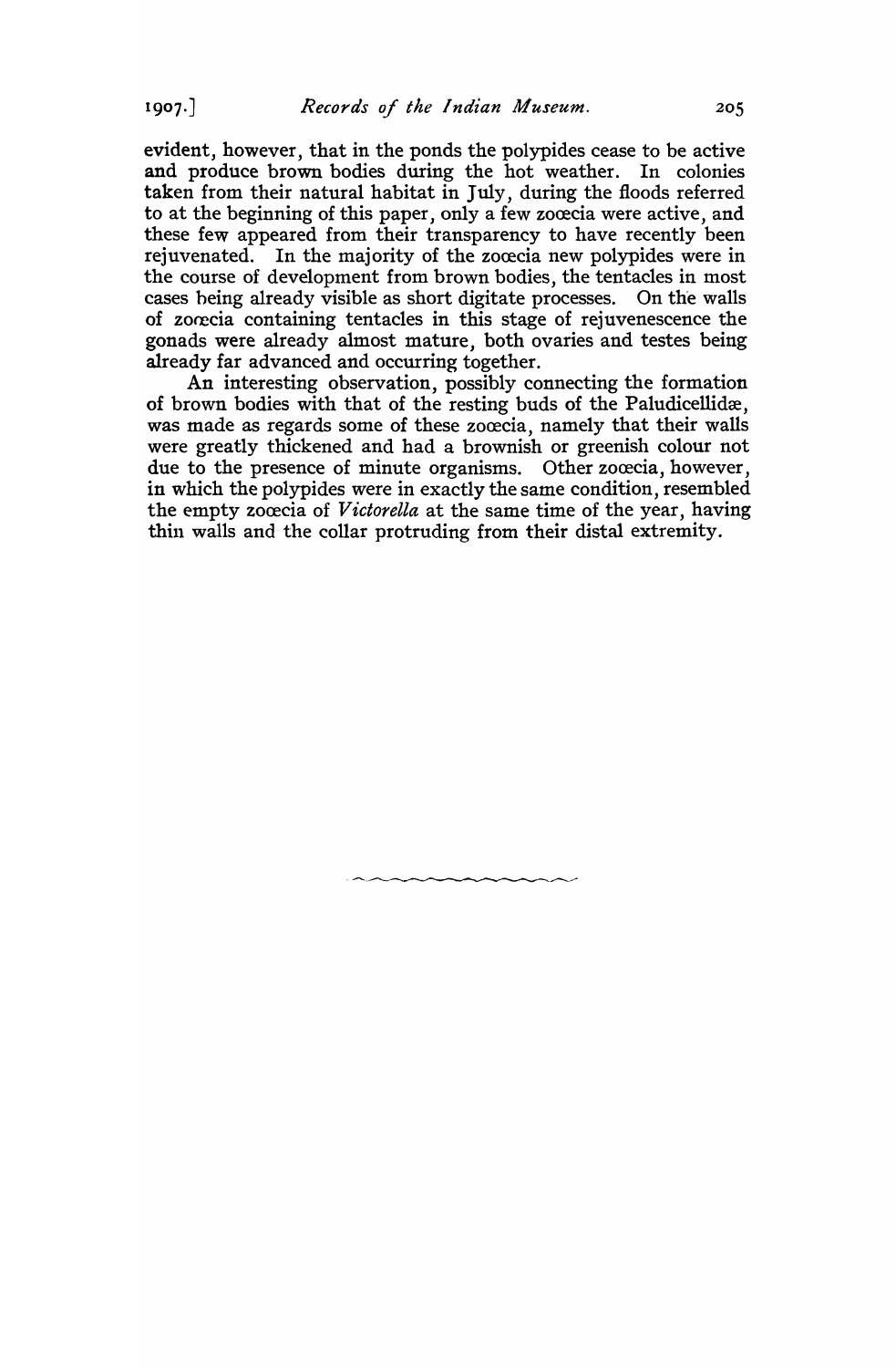evident, however, that in the ponds the polypides cease to be active and produce brown bodies during the hot weather. In colonies taken from their natural habitat in July, during the floods referred to at the beginning of this paper, only a few zoœcia were active, and these few appeared from their transparency to have recently been rejuvenated. In the majority of the zoœcia new polypides were in the course of development from brown bodies, the tentacles in most cases being already visible as short digitate processes. On the walls of zoœcia containing tentacles in this stage of rejuvenescence the gonads were already almost mature, both ovaries and testes being already far advanced and occurring together.

An interesting observation, possibly connecting the formation of brown bodies with that of the resting buds of the Paludicellidæ, was made as regards some of these zoœcia, namely that their walls were greatly thickened and had a brownish or greenish colour not due to the presence of minute organisms. Other zoœcia, however, in which the polypides were in exactly the same condition, resembled the empty zoœcia of *Victorella* at the same time of the year, having thin walls and the collar protruding from their distal extremity.